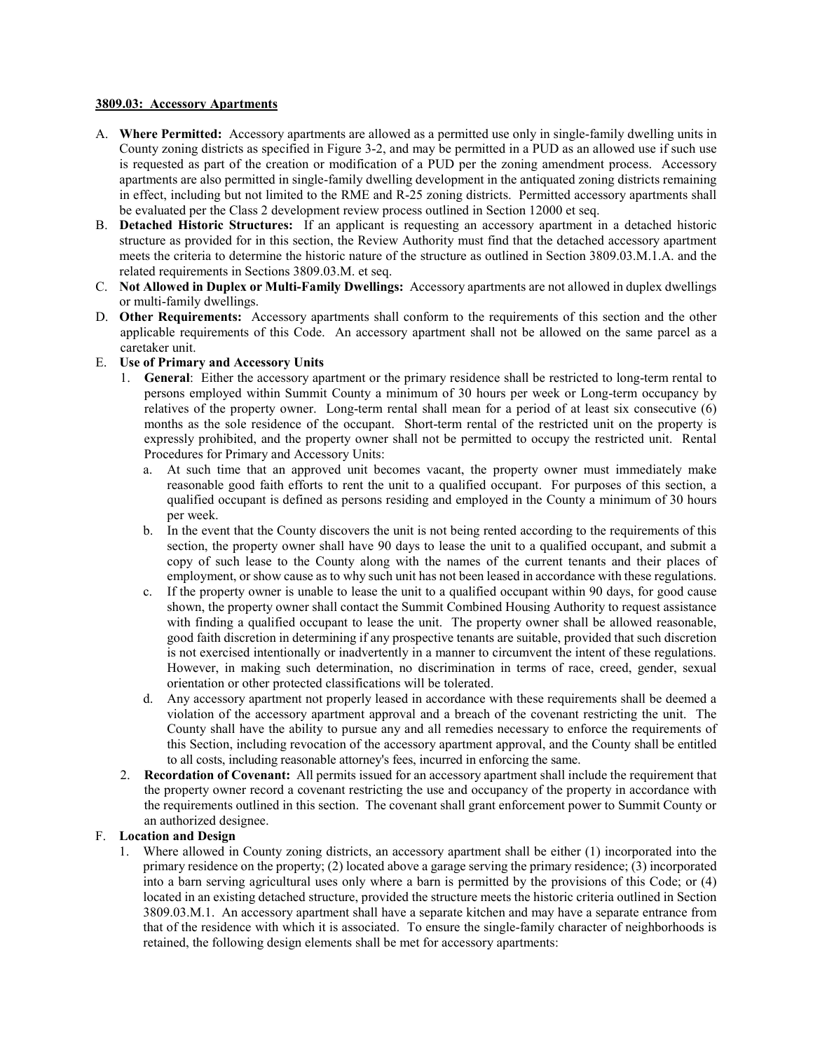**3809.03: Accessory Apartments**

A. **Where Permitted:** Accessory apartments are allowed as a permitted use only in single-family dwelling units in County zoning districts as specified in Figure 3-2, and may be permitted in a PUD as an allowed use if such use is requested as part of the creation or modification of a PUD per the zoning amendment process. Accessory apartments are also permitted in single-family dwelling development in the antiquated zoning districts remaining in effect, including but not limited to the RME and R-25 zoning districts. Permitted accessory apartments shall be evaluated per the Class 2 development review process outlined in Section 12000 et seq.

B. **Detached Historic Structures:** If an applicant is requesting an accessory apartment in a detached historic structure as provided for in this section, the Review Authority must find that the detached accessory apartment meets the criteria to determine the historic nature of the structure as outlined in Section 3809.03.M.1.A. and the related requirements in Sections 3809.03.M. et seq.

C. **Not Allowed in Duplex or Multi-Family Dwellings:** Accessory apartments are not allowed in duplex dwellings or multi-family dwellings.

D. **Other Requirements:** Accessory apartments shall conform to the requirements of this section and the other applicable requirements of this Code. An accessory apartment shall not be allowed on the same parcel as a caretaker unit.

E. **Use of Primary and Accessory Units**

1. **General**: Either the accessory apartment or the primary residence shall be restricted to long-term rental to persons employed within Summit County a minimum of 30 hours per week or Long-term occupancy by relatives of the property owner. Long-term rental shall mean for a period of at least six consecutive (6) months as the sole residence of the occupant. Short-term rental of the restricted unit on the property is expressly prohibited, and the property owner shall not be permitted to occupy the restricted unit. Rental Procedures for Primary and Accessory Units:

   a. At such time that an approved unit becomes vacant, the property owner must immediately make reasonable good faith efforts to rent the unit to a qualified occupant. For purposes of this section, a qualified occupant is defined as persons residing and employed in the County a minimum of 30 hours per week.

   b. In the event that the County discovers the unit is not being rented according to the requirements of this section, the property owner shall have 90 days to lease the unit to a qualified occupant, and submit a copy of such lease to the County along with the names of the current tenants and their places of employment, or show cause as to why such unit has not been leased in accordance with these regulations.

   c. If the property owner is unable to lease the unit to a qualified occupant within 90 days, for good cause shown, the property owner shall contact the Summit Combined Housing Authority to request assistance with finding a qualified occupant to lease the unit. The property owner shall be allowed reasonable, good faith discretion in determining if any prospective tenants are suitable, provided that such discretion is not exercised intentionally or inadvertently in a manner to circumvent the intent of these regulations. However, in making such determination, no discrimination in terms of race, creed, gender, sexual orientation or other protected classifications will be tolerated.

   d. Any accessory apartment not properly leased in accordance with these requirements shall be deemed a violation of the accessory apartment approval and a breach of the covenant restricting the unit. The County shall have the ability to pursue any and all remedies necessary to enforce the requirements of this Section, including revocation of the accessory apartment approval, and the County shall be entitled to all costs, including reasonable attorney's fees, incurred in enforcing the same.

2. **Recordation of Covenant:** All permits issued for an accessory apartment shall include the requirement that the property owner record a covenant restricting the use and occupancy of the property in accordance with the requirements outlined in this section. The covenant shall grant enforcement power to Summit County or an authorized designee.

F. **Location and Design**

1. Where allowed in County zoning districts, an accessory apartment shall be either (1) incorporated into the primary residence on the property; (2) located above a garage serving the primary residence; (3) incorporated into a barn serving agricultural uses only where a barn is permitted by the provisions of this Code; or (4) located in an existing detached structure, provided the structure meets the historic criteria outlined in Section 3809.03.M.1. An accessory apartment shall have a separate kitchen and may have a separate entrance from that of the residence with which it is associated. To ensure the single-family character of neighborhoods is retained, the following design elements shall be met for accessory apartments: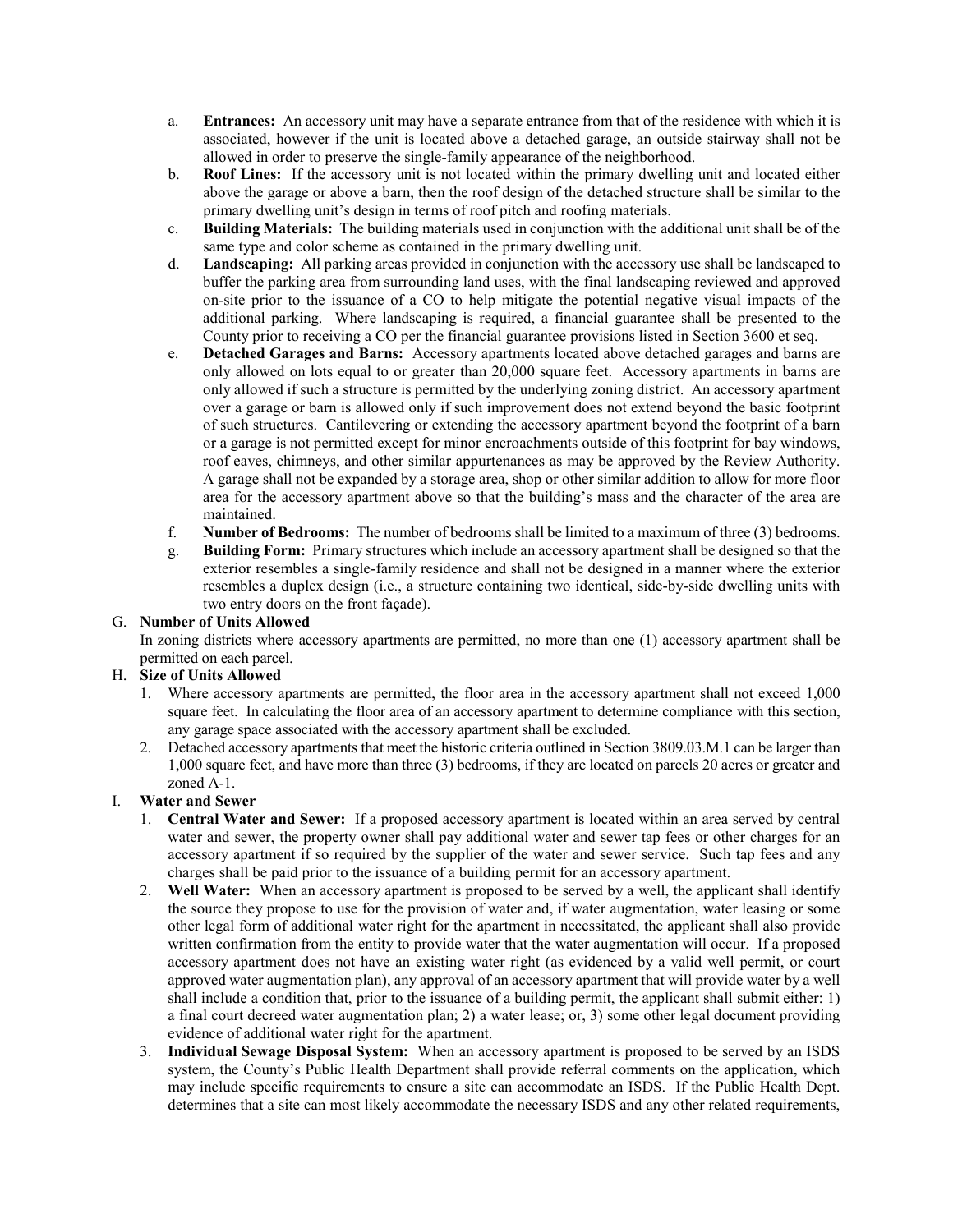a. **Entrances:** An accessory unit may have a separate entrance from that of the residence with which it is associated, however if the unit is located above a detached garage, an outside stairway shall not be allowed in order to preserve the single-family appearance of the neighborhood.

b. **Roof Lines:** If the accessory unit is not located within the primary dwelling unit and located either above the garage or above a barn, then the roof design of the detached structure shall be similar to the primary dwelling unit's design in terms of roof pitch and roofing materials.

c. **Building Materials:** The building materials used in conjunction with the additional unit shall be of the same type and color scheme as contained in the primary dwelling unit.

d. **Landscaping:** All parking areas provided in conjunction with the accessory use shall be landscaped to buffer the parking area from surrounding land uses, with the final landscaping reviewed and approved on-site prior to the issuance of a CO to help mitigate the potential negative visual impacts of the additional parking. Where landscaping is required, a financial guarantee shall be presented to the County prior to receiving a CO per the financial guarantee provisions listed in Section 3600 et seq.

e. **Detached Garages and Barns:** Accessory apartments located above detached garages and barns are only allowed on lots equal to or greater than 20,000 square feet. Accessory apartments in barns are only allowed if such a structure is permitted by the underlying zoning district. An accessory apartment over a garage or barn is allowed only if such improvement does not extend beyond the basic footprint of such structures. Cantilevering or extending the accessory apartment beyond the footprint of a barn or a garage is not permitted except for minor encroachments outside of this footprint for bay windows, roof eaves, chimneys, and other similar appurtenances as may be approved by the Review Authority. A garage shall not be expanded by a storage area, shop or other similar addition to allow for more floor area for the accessory apartment above so that the building's mass and the character of the area are maintained.

f. **Number of Bedrooms:** The number of bedrooms shall be limited to a maximum of three (3) bedrooms.

g. **Building Form:** Primary structures which include an accessory apartment shall be designed so that the exterior resembles a single-family residence and shall not be designed in a manner where the exterior resembles a duplex design (i.e., a structure containing two identical, side-by-side dwelling units with two entry doors on the front façade).

G. **Number of Units Allowed**

In zoning districts where accessory apartments are permitted, no more than one (1) accessory apartment shall be permitted on each parcel.

H. **Size of Units Allowed**

1. Where accessory apartments are permitted, the floor area in the accessory apartment shall not exceed 1,000 square feet. In calculating the floor area of an accessory apartment to determine compliance with this section, any garage space associated with the accessory apartment shall be excluded.
2. Detached accessory apartments that meet the historic criteria outlined in Section 3809.03.M.1 can be larger than 1,000 square feet, and have more than three (3) bedrooms, if they are located on parcels 20 acres or greater and zoned A-1.

I. **Water and Sewer**

1. **Central Water and Sewer:** If a proposed accessory apartment is located within an area served by central water and sewer, the property owner shall pay additional water and sewer tap fees or other charges for an accessory apartment if so required by the supplier of the water and sewer service. Such tap fees and any charges shall be paid prior to the issuance of a building permit for an accessory apartment.
2. **Well Water:** When an accessory apartment is proposed to be served by a well, the applicant shall identify the source they propose to use for the provision of water and, if water augmentation, water leasing or some other legal form of additional water right for the apartment in necessitated, the applicant shall also provide written confirmation from the entity to provide water that the water augmentation will occur. If a proposed accessory apartment does not have an existing water right (as evidenced by a valid well permit, or court approved water augmentation plan), any approval of an accessory apartment that will provide water by a well shall include a condition that, prior to the issuance of a building permit, the applicant shall submit either: 1) a final court decreed water augmentation plan; 2) a water lease; or, 3) some other legal document providing evidence of additional water right for the apartment.
3. **Individual Sewage Disposal System:** When an accessory apartment is proposed to be served by an ISDS system, the County's Public Health Department shall provide referral comments on the application, which may include specific requirements to ensure a site can accommodate an ISDS. If the Public Health Dept. determines that a site can most likely accommodate the necessary ISDS and any other related requirements,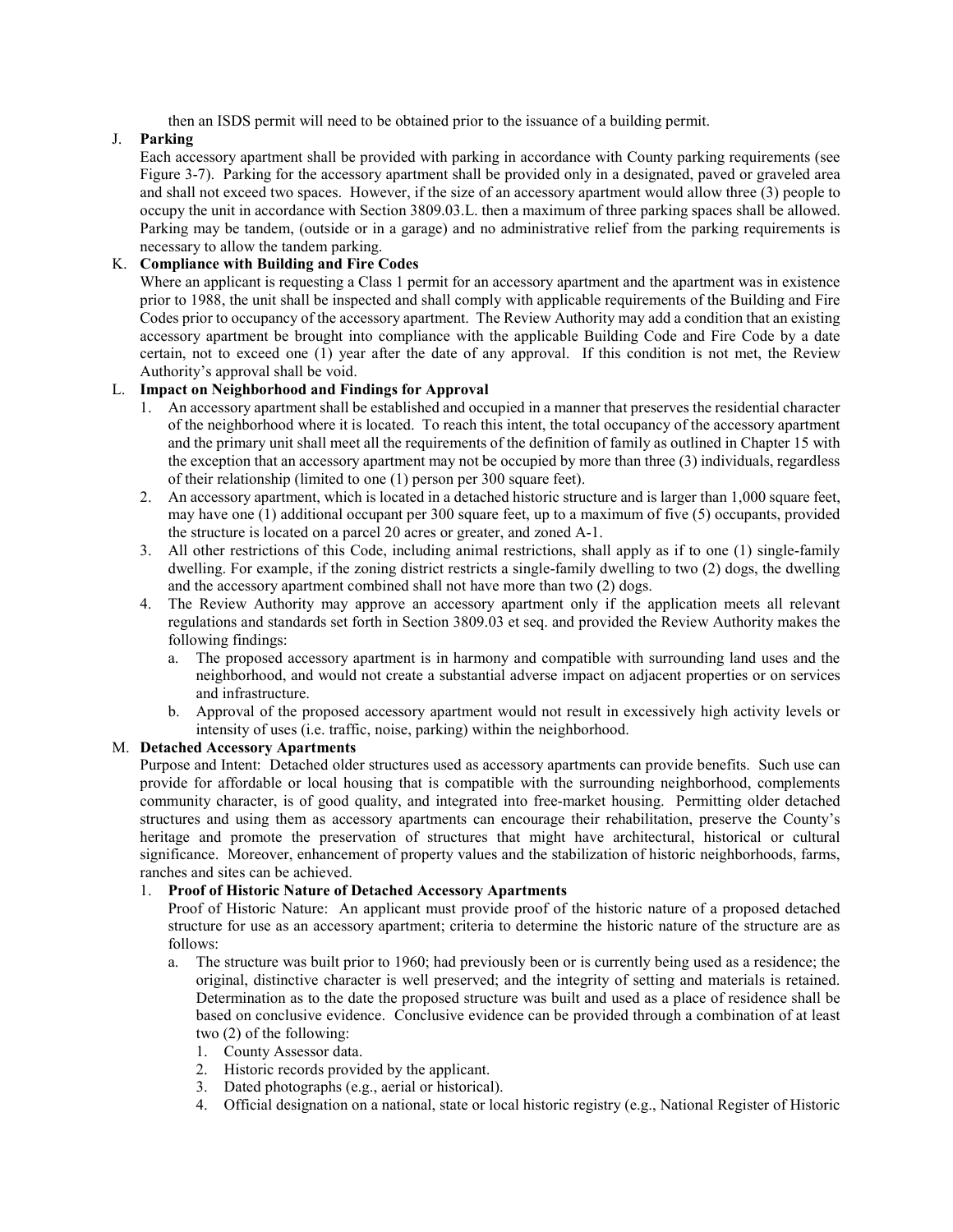then an ISDS permit will need to be obtained prior to the issuance of a building permit.

J. **Parking**

Each accessory apartment shall be provided with parking in accordance with County parking requirements (see Figure 3-7). Parking for the accessory apartment shall be provided only in a designated, paved or graveled area and shall not exceed two spaces. However, if the size of an accessory apartment would allow three (3) people to occupy the unit in accordance with Section 3809.03.L. then a maximum of three parking spaces shall be allowed. Parking may be tandem, (outside or in a garage) and no administrative relief from the parking requirements is necessary to allow the tandem parking.

K. **Compliance with Building and Fire Codes**

Where an applicant is requesting a Class 1 permit for an accessory apartment and the apartment was in existence prior to 1988, the unit shall be inspected and shall comply with applicable requirements of the Building and Fire Codes prior to occupancy of the accessory apartment. The Review Authority may add a condition that an existing accessory apartment be brought into compliance with the applicable Building Code and Fire Code by a date certain, not to exceed one (1) year after the date of any approval. If this condition is not met, the Review Authority's approval shall be void.

L. **Impact on Neighborhood and Findings for Approval**

1. An accessory apartment shall be established and occupied in a manner that preserves the residential character of the neighborhood where it is located. To reach this intent, the total occupancy of the accessory apartment and the primary unit shall meet all the requirements of the definition of family as outlined in Chapter 15 with the exception that an accessory apartment may not be occupied by more than three (3) individuals, regardless of their relationship (limited to one (1) person per 300 square feet).
2. An accessory apartment, which is located in a detached historic structure and is larger than 1,000 square feet, may have one (1) additional occupant per 300 square feet, up to a maximum of five (5) occupants, provided the structure is located on a parcel 20 acres or greater, and zoned A-1.
3. All other restrictions of this Code, including animal restrictions, shall apply as if to one (1) single-family dwelling. For example, if the zoning district restricts a single-family dwelling to two (2) dogs, the dwelling and the accessory apartment combined shall not have more than two (2) dogs.
4. The Review Authority may approve an accessory apartment only if the application meets all relevant regulations and standards set forth in Section 3809.03 et seq. and provided the Review Authority makes the following findings:
   a. The proposed accessory apartment is in harmony and compatible with surrounding land uses and the neighborhood, and would not create a substantial adverse impact on adjacent properties or on services and infrastructure.
   b. Approval of the proposed accessory apartment would not result in excessively high activity levels or intensity of uses (i.e. traffic, noise, parking) within the neighborhood.

M. **Detached Accessory Apartments**

Purpose and Intent: Detached older structures used as accessory apartments can provide benefits. Such use can provide for affordable or local housing that is compatible with the surrounding neighborhood, complements community character, is of good quality, and integrated into free-market housing. Permitting older detached structures and using them as accessory apartments can encourage their rehabilitation, preserve the County's heritage and promote the preservation of structures that might have architectural, historical or cultural significance. Moreover, enhancement of property values and the stabilization of historic neighborhoods, farms, ranches and sites can be achieved.

1. **Proof of Historic Nature of Detached Accessory Apartments**

   Proof of Historic Nature: An applicant must provide proof of the historic nature of a proposed detached structure for use as an accessory apartment; criteria to determine the historic nature of the structure are as follows:

   a. The structure was built prior to 1960; had previously been or is currently being used as a residence; the original, distinctive character is well preserved; and the integrity of setting and materials is retained. Determination as to the date the proposed structure was built and used as a place of residence shall be based on conclusive evidence. Conclusive evidence can be provided through a combination of at least two (2) of the following:
      1. County Assessor data.
      2. Historic records provided by the applicant.
      3. Dated photographs (e.g., aerial or historical).
      4. Official designation on a national, state or local historic registry (e.g., National Register of Historic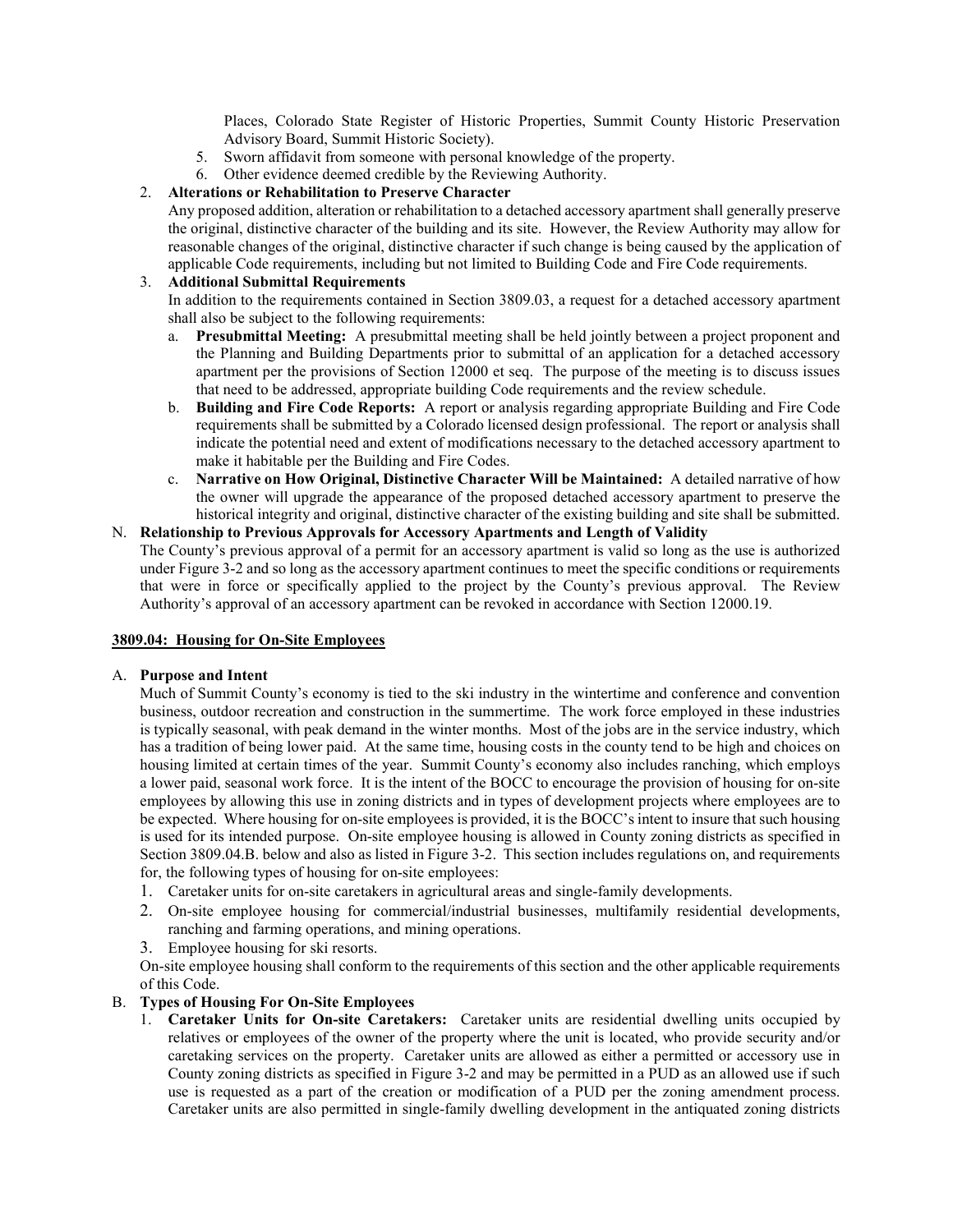Places, Colorado State Register of Historic Properties, Summit County Historic Preservation Advisory Board, Summit Historic Society).

5. Sworn affidavit from someone with personal knowledge of the property.
6. Other evidence deemed credible by the Reviewing Authority.

2. **Alterations or Rehabilitation to Preserve Character**
   Any proposed addition, alteration or rehabilitation to a detached accessory apartment shall generally preserve the original, distinctive character of the building and its site. However, the Review Authority may allow for reasonable changes of the original, distinctive character if such change is being caused by the application of applicable Code requirements, including but not limited to Building Code and Fire Code requirements.

3. **Additional Submittal Requirements**
   In addition to the requirements contained in Section 3809.03, a request for a detached accessory apartment shall also be subject to the following requirements:
   a. **Presubmittal Meeting:** A presubmittal meeting shall be held jointly between a project proponent and the Planning and Building Departments prior to submittal of an application for a detached accessory apartment per the provisions of Section 12000 et seq. The purpose of the meeting is to discuss issues that need to be addressed, appropriate building Code requirements and the review schedule.
   b. **Building and Fire Code Reports:** A report or analysis regarding appropriate Building and Fire Code requirements shall be submitted by a Colorado licensed design professional. The report or analysis shall indicate the potential need and extent of modifications necessary to the detached accessory apartment to make it habitable per the Building and Fire Codes.
   c. **Narrative on How Original, Distinctive Character Will be Maintained:** A detailed narrative of how the owner will upgrade the appearance of the proposed detached accessory apartment to preserve the historical integrity and original, distinctive character of the existing building and site shall be submitted.

N. **Relationship to Previous Approvals for Accessory Apartments and Length of Validity**
The County's previous approval of a permit for an accessory apartment is valid so long as the use is authorized under Figure 3-2 and so long as the accessory apartment continues to meet the specific conditions or requirements that were in force or specifically applied to the project by the County's previous approval. The Review Authority's approval of an accessory apartment can be revoked in accordance with Section 12000.19.

**3809.04: Housing for On-Site Employees**

A. **Purpose and Intent**
Much of Summit County's economy is tied to the ski industry in the wintertime and conference and convention business, outdoor recreation and construction in the summertime. The work force employed in these industries is typically seasonal, with peak demand in the winter months. Most of the jobs are in the service industry, which has a tradition of being lower paid. At the same time, housing costs in the county tend to be high and choices on housing limited at certain times of the year. Summit County's economy also includes ranching, which employs a lower paid, seasonal work force. It is the intent of the BOCC to encourage the provision of housing for on-site employees by allowing this use in zoning districts and in types of development projects where employees are to be expected. Where housing for on-site employees is provided, it is the BOCC's intent to insure that such housing is used for its intended purpose. On-site employee housing is allowed in County zoning districts as specified in Section 3809.04.B. below and also as listed in Figure 3-2. This section includes regulations on, and requirements for, the following types of housing for on-site employees:

1. Caretaker units for on-site caretakers in agricultural areas and single-family developments.
2. On-site employee housing for commercial/industrial businesses, multifamily residential developments, ranching and farming operations, and mining operations.
3. Employee housing for ski resorts.

On-site employee housing shall conform to the requirements of this section and the other applicable requirements of this Code.

B. **Types of Housing For On-Site Employees**
1. **Caretaker Units for On-site Caretakers:** Caretaker units are residential dwelling units occupied by relatives or employees of the owner of the property where the unit is located, who provide security and/or caretaking services on the property. Caretaker units are allowed as either a permitted or accessory use in County zoning districts as specified in Figure 3-2 and may be permitted in a PUD as an allowed use if such use is requested as a part of the creation or modification of a PUD per the zoning amendment process. Caretaker units are also permitted in single-family dwelling development in the antiquated zoning districts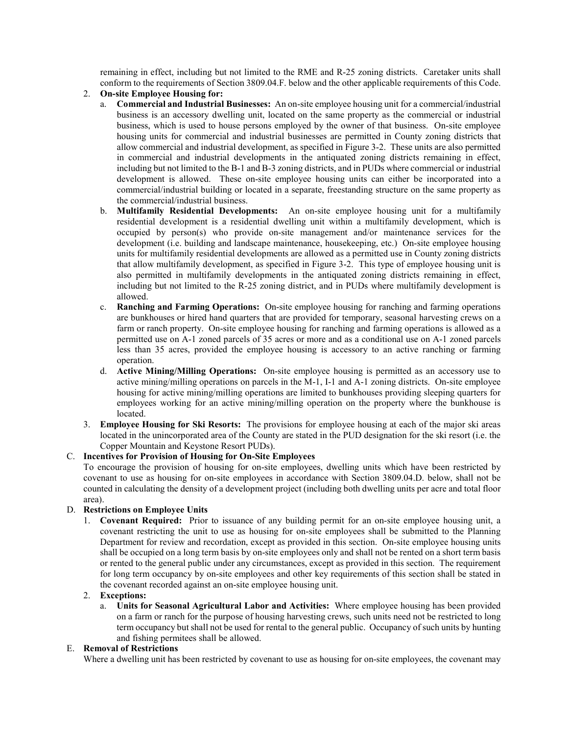remaining in effect, including but not limited to the RME and R-25 zoning districts. Caretaker units shall conform to the requirements of Section 3809.04.F. below and the other applicable requirements of this Code.

2. **On-site Employee Housing for:**
   a. **Commercial and Industrial Businesses:** An on-site employee housing unit for a commercial/industrial business is an accessory dwelling unit, located on the same property as the commercial or industrial business, which is used to house persons employed by the owner of that business. On-site employee housing units for commercial and industrial businesses are permitted in County zoning districts that allow commercial and industrial development, as specified in Figure 3-2. These units are also permitted in commercial and industrial developments in the antiquated zoning districts remaining in effect, including but not limited to the B-1 and B-3 zoning districts, and in PUDs where commercial or industrial development is allowed. These on-site employee housing units can either be incorporated into a commercial/industrial building or located in a separate, freestanding structure on the same property as the commercial/industrial business.
   b. **Multifamily Residential Developments:** An on-site employee housing unit for a multifamily residential development is a residential dwelling unit within a multifamily development, which is occupied by person(s) who provide on-site management and/or maintenance services for the development (i.e. building and landscape maintenance, housekeeping, etc.) On-site employee housing units for multifamily residential developments are allowed as a permitted use in County zoning districts that allow multifamily development, as specified in Figure 3-2. This type of employee housing unit is also permitted in multifamily developments in the antiquated zoning districts remaining in effect, including but not limited to the R-25 zoning district, and in PUDs where multifamily development is allowed.
   c. **Ranching and Farming Operations:** On-site employee housing for ranching and farming operations are bunkhouses or hired hand quarters that are provided for temporary, seasonal harvesting crews on a farm or ranch property. On-site employee housing for ranching and farming operations is allowed as a permitted use on A-1 zoned parcels of 35 acres or more and as a conditional use on A-1 zoned parcels less than 35 acres, provided the employee housing is accessory to an active ranching or farming operation.
   d. **Active Mining/Milling Operations:** On-site employee housing is permitted as an accessory use to active mining/milling operations on parcels in the M-1, I-1 and A-1 zoning districts. On-site employee housing for active mining/milling operations are limited to bunkhouses providing sleeping quarters for employees working for an active mining/milling operation on the property where the bunkhouse is located.
3. **Employee Housing for Ski Resorts:** The provisions for employee housing at each of the major ski areas located in the unincorporated area of the County are stated in the PUD designation for the ski resort (i.e. the Copper Mountain and Keystone Resort PUDs).

C. **Incentives for Provision of Housing for On-Site Employees**

To encourage the provision of housing for on-site employees, dwelling units which have been restricted by covenant to use as housing for on-site employees in accordance with Section 3809.04.D. below, shall not be counted in calculating the density of a development project (including both dwelling units per acre and total floor area).

D. **Restrictions on Employee Units**

1. **Covenant Required:** Prior to issuance of any building permit for an on-site employee housing unit, a covenant restricting the unit to use as housing for on-site employees shall be submitted to the Planning Department for review and recordation, except as provided in this section. On-site employee housing units shall be occupied on a long term basis by on-site employees only and shall not be rented on a short term basis or rented to the general public under any circumstances, except as provided in this section. The requirement for long term occupancy by on-site employees and other key requirements of this section shall be stated in the covenant recorded against an on-site employee housing unit.
2. **Exceptions:**
   a. **Units for Seasonal Agricultural Labor and Activities:** Where employee housing has been provided on a farm or ranch for the purpose of housing harvesting crews, such units need not be restricted to long term occupancy but shall not be used for rental to the general public. Occupancy of such units by hunting and fishing permitees shall be allowed.

E. **Removal of Restrictions**

Where a dwelling unit has been restricted by covenant to use as housing for on-site employees, the covenant may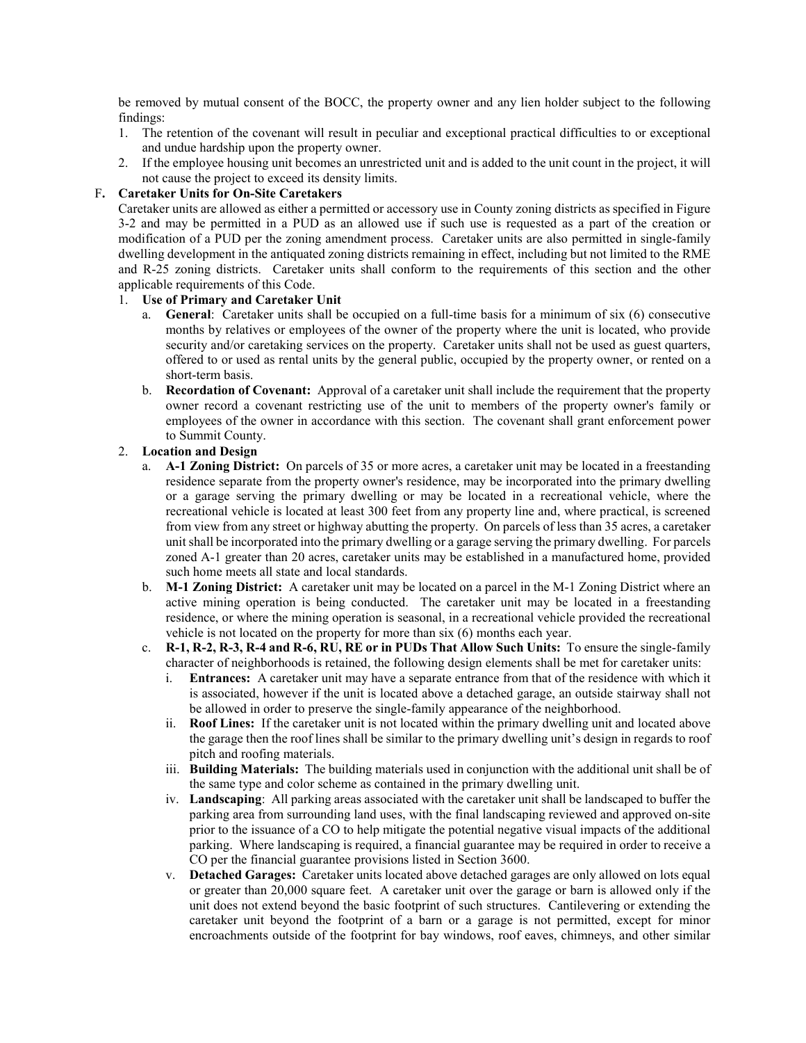be removed by mutual consent of the BOCC, the property owner and any lien holder subject to the following findings:

1. The retention of the covenant will result in peculiar and exceptional practical difficulties to or exceptional and undue hardship upon the property owner.
2. If the employee housing unit becomes an unrestricted unit and is added to the unit count in the project, it will not cause the project to exceed its density limits.

F**. Caretaker Units for On-Site Caretakers**

Caretaker units are allowed as either a permitted or accessory use in County zoning districts as specified in Figure 3-2 and may be permitted in a PUD as an allowed use if such use is requested as a part of the creation or modification of a PUD per the zoning amendment process. Caretaker units are also permitted in single-family dwelling development in the antiquated zoning districts remaining in effect, including but not limited to the RME and R-25 zoning districts. Caretaker units shall conform to the requirements of this section and the other applicable requirements of this Code.

1. **Use of Primary and Caretaker Unit**
   a. **General**: Caretaker units shall be occupied on a full-time basis for a minimum of six (6) consecutive months by relatives or employees of the owner of the property where the unit is located, who provide security and/or caretaking services on the property. Caretaker units shall not be used as guest quarters, offered to or used as rental units by the general public, occupied by the property owner, or rented on a short-term basis.
   b. **Recordation of Covenant:** Approval of a caretaker unit shall include the requirement that the property owner record a covenant restricting use of the unit to members of the property owner's family or employees of the owner in accordance with this section. The covenant shall grant enforcement power to Summit County.
2. **Location and Design**
   a. **A-1 Zoning District:** On parcels of 35 or more acres, a caretaker unit may be located in a freestanding residence separate from the property owner's residence, may be incorporated into the primary dwelling or a garage serving the primary dwelling or may be located in a recreational vehicle, where the recreational vehicle is located at least 300 feet from any property line and, where practical, is screened from view from any street or highway abutting the property. On parcels of less than 35 acres, a caretaker unit shall be incorporated into the primary dwelling or a garage serving the primary dwelling. For parcels zoned A-1 greater than 20 acres, caretaker units may be established in a manufactured home, provided such home meets all state and local standards.
   b. **M-1 Zoning District:** A caretaker unit may be located on a parcel in the M-1 Zoning District where an active mining operation is being conducted. The caretaker unit may be located in a freestanding residence, or where the mining operation is seasonal, in a recreational vehicle provided the recreational vehicle is not located on the property for more than six (6) months each year.
   c. **R-1, R-2, R-3, R-4 and R-6, RU, RE or in PUDs That Allow Such Units:** To ensure the single-family character of neighborhoods is retained, the following design elements shall be met for caretaker units:
      i. **Entrances:** A caretaker unit may have a separate entrance from that of the residence with which it is associated, however if the unit is located above a detached garage, an outside stairway shall not be allowed in order to preserve the single-family appearance of the neighborhood.
      ii. **Roof Lines:** If the caretaker unit is not located within the primary dwelling unit and located above the garage then the roof lines shall be similar to the primary dwelling unit's design in regards to roof pitch and roofing materials.
      iii. **Building Materials:** The building materials used in conjunction with the additional unit shall be of the same type and color scheme as contained in the primary dwelling unit.
      iv. **Landscaping**: All parking areas associated with the caretaker unit shall be landscaped to buffer the parking area from surrounding land uses, with the final landscaping reviewed and approved on-site prior to the issuance of a CO to help mitigate the potential negative visual impacts of the additional parking. Where landscaping is required, a financial guarantee may be required in order to receive a CO per the financial guarantee provisions listed in Section 3600.
      v. **Detached Garages:** Caretaker units located above detached garages are only allowed on lots equal or greater than 20,000 square feet. A caretaker unit over the garage or barn is allowed only if the unit does not extend beyond the basic footprint of such structures. Cantilevering or extending the caretaker unit beyond the footprint of a barn or a garage is not permitted, except for minor encroachments outside of the footprint for bay windows, roof eaves, chimneys, and other similar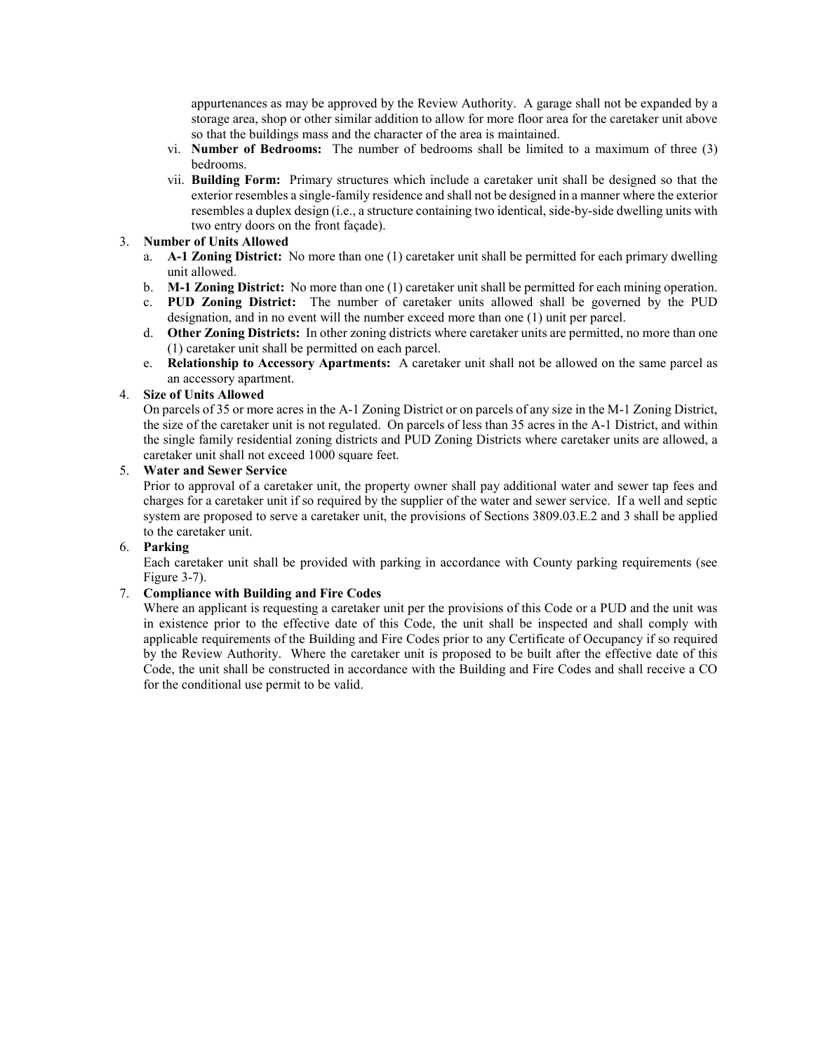appurtenances as may be approved by the Review Authority. A garage shall not be expanded by a storage area, shop or other similar addition to allow for more floor area for the caretaker unit above so that the buildings mass and the character of the area is maintained.

vi. **Number of Bedrooms:** The number of bedrooms shall be limited to a maximum of three (3) bedrooms.

vii. **Building Form:** Primary structures which include a caretaker unit shall be designed so that the exterior resembles a single-family residence and shall not be designed in a manner where the exterior resembles a duplex design (i.e., a structure containing two identical, side-by-side dwelling units with two entry doors on the front façade).

3. **Number of Units Allowed**
   a. **A-1 Zoning District:** No more than one (1) caretaker unit shall be permitted for each primary dwelling unit allowed.
   b. **M-1 Zoning District:** No more than one (1) caretaker unit shall be permitted for each mining operation.
   c. **PUD Zoning District:** The number of caretaker units allowed shall be governed by the PUD designation, and in no event will the number exceed more than one (1) unit per parcel.
   d. **Other Zoning Districts:** In other zoning districts where caretaker units are permitted, no more than one (1) caretaker unit shall be permitted on each parcel.
   e. **Relationship to Accessory Apartments:** A caretaker unit shall not be allowed on the same parcel as an accessory apartment.

4. **Size of Units Allowed**

   On parcels of 35 or more acres in the A-1 Zoning District or on parcels of any size in the M-1 Zoning District, the size of the caretaker unit is not regulated. On parcels of less than 35 acres in the A-1 District, and within the single family residential zoning districts and PUD Zoning Districts where caretaker units are allowed, a caretaker unit shall not exceed 1000 square feet.

5. **Water and Sewer Service**

   Prior to approval of a caretaker unit, the property owner shall pay additional water and sewer tap fees and charges for a caretaker unit if so required by the supplier of the water and sewer service. If a well and septic system are proposed to serve a caretaker unit, the provisions of Sections 3809.03.E.2 and 3 shall be applied to the caretaker unit.

6. **Parking**

   Each caretaker unit shall be provided with parking in accordance with County parking requirements (see Figure 3-7).

7. **Compliance with Building and Fire Codes**

   Where an applicant is requesting a caretaker unit per the provisions of this Code or a PUD and the unit was in existence prior to the effective date of this Code, the unit shall be inspected and shall comply with applicable requirements of the Building and Fire Codes prior to any Certificate of Occupancy if so required by the Review Authority. Where the caretaker unit is proposed to be built after the effective date of this Code, the unit shall be constructed in accordance with the Building and Fire Codes and shall receive a CO for the conditional use permit to be valid.